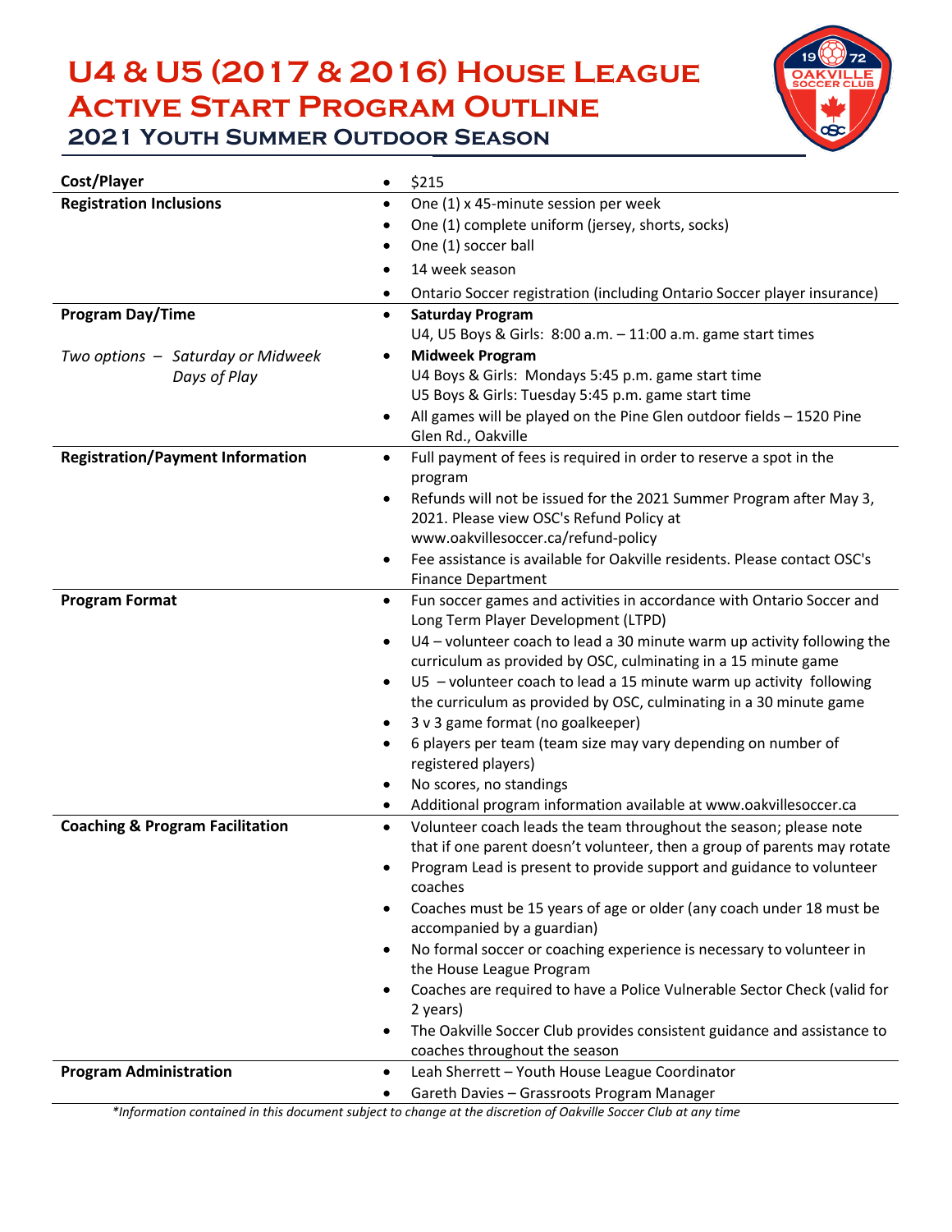# U4 & U5 (2017 & 2016) House League Active Start Program Outline

## 2021 Youth Summer Outdoor Season

| | |
|---|---|
| **Cost/Player** | • $215 |
| **Registration Inclusions** | • One (1) x 45-minute session per week<br>• One (1) complete uniform (jersey, shorts, socks)<br>• One (1) soccer ball<br>• 14 week season<br>• Ontario Soccer registration (including Ontario Soccer player insurance) |
| **Program Day/Time**<br><br>*Two options – Saturday or Midweek Days of Play* | • **Saturday Program**<br>U4, U5 Boys & Girls: 8:00 a.m. – 11:00 a.m. game start times<br>• **Midweek Program**<br>U4 Boys & Girls: Mondays 5:45 p.m. game start time<br>U5 Boys & Girls: Tuesday 5:45 p.m. game start time<br>• All games will be played on the Pine Glen outdoor fields – 1520 Pine Glen Rd., Oakville |
| **Registration/Payment Information** | • Full payment of fees is required in order to reserve a spot in the program<br>• Refunds will not be issued for the 2021 Summer Program after May 3, 2021. Please view OSC's Refund Policy at www.oakvillesoccer.ca/refund-policy<br>• Fee assistance is available for Oakville residents. Please contact OSC's Finance Department |
| **Program Format** | • Fun soccer games and activities in accordance with Ontario Soccer and Long Term Player Development (LTPD)<br>• U4 – volunteer coach to lead a 30 minute warm up activity following the curriculum as provided by OSC, culminating in a 15 minute game<br>• U5 – volunteer coach to lead a 15 minute warm up activity following the curriculum as provided by OSC, culminating in a 30 minute game<br>• 3 v 3 game format (no goalkeeper)<br>• 6 players per team (team size may vary depending on number of registered players)<br>• No scores, no standings<br>• Additional program information available at www.oakvillesoccer.ca |
| **Coaching & Program Facilitation** | • Volunteer coach leads the team throughout the season; please note that if one parent doesn't volunteer, then a group of parents may rotate<br>• Program Lead is present to provide support and guidance to volunteer coaches<br>• Coaches must be 15 years of age or older (any coach under 18 must be accompanied by a guardian)<br>• No formal soccer or coaching experience is necessary to volunteer in the House League Program<br>• Coaches are required to have a Police Vulnerable Sector Check (valid for 2 years)<br>• The Oakville Soccer Club provides consistent guidance and assistance to coaches throughout the season |
| **Program Administration** | • Leah Sherrett – Youth House League Coordinator<br>• Gareth Davies – Grassroots Program Manager |

*\*Information contained in this document subject to change at the discretion of Oakville Soccer Club at any time*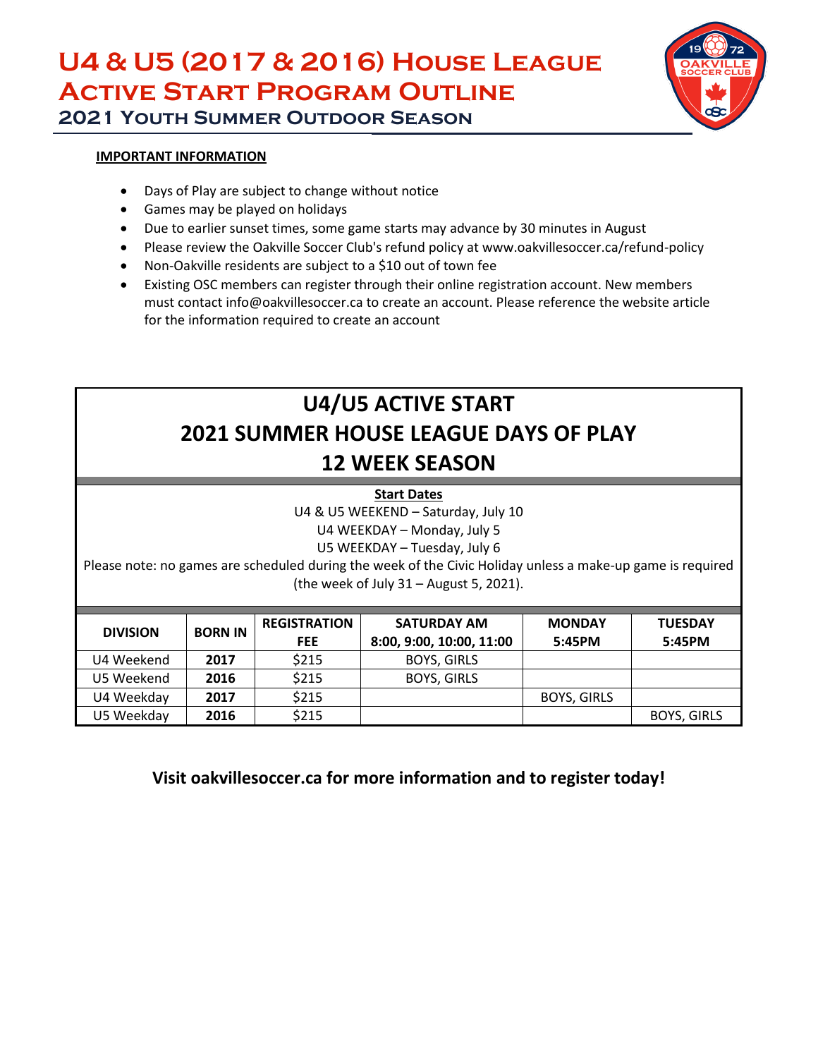# U4 & U5 (2017 & 2016) House League Active Start Program Outline

## 2021 Youth Summer Outdoor Season

**IMPORTANT INFORMATION**

- Days of Play are subject to change without notice
- Games may be played on holidays
- Due to earlier sunset times, some game starts may advance by 30 minutes in August
- Please review the Oakville Soccer Club's refund policy at www.oakvillesoccer.ca/refund-policy
- Non-Oakville residents are subject to a $10 out of town fee
- Existing OSC members can register through their online registration account. New members must contact info@oakvillesoccer.ca to create an account. Please reference the website article for the information required to create an account

## U4/U5 ACTIVE START
## 2021 SUMMER HOUSE LEAGUE DAYS OF PLAY
## 12 WEEK SEASON

**Start Dates**

U4 & U5 WEEKEND – Saturday, July 10

U4 WEEKDAY – Monday, July 5

U5 WEEKDAY – Tuesday, July 6

Please note: no games are scheduled during the week of the Civic Holiday unless a make-up game is required (the week of July 31 – August 5, 2021).

| DIVISION | BORN IN | REGISTRATION FEE | SATURDAY AM 8:00, 9:00, 10:00, 11:00 | MONDAY 5:45PM | TUESDAY 5:45PM |
|---|---|---|---|---|---|
| U4 Weekend | **2017** | $215 | BOYS, GIRLS | | |
| U5 Weekend | **2016** | $215 | BOYS, GIRLS | | |
| U4 Weekday | **2017** | $215 | | BOYS, GIRLS | |
| U5 Weekday | **2016** | $215 | | | BOYS, GIRLS |

**Visit oakvillesoccer.ca for more information and to register today!**